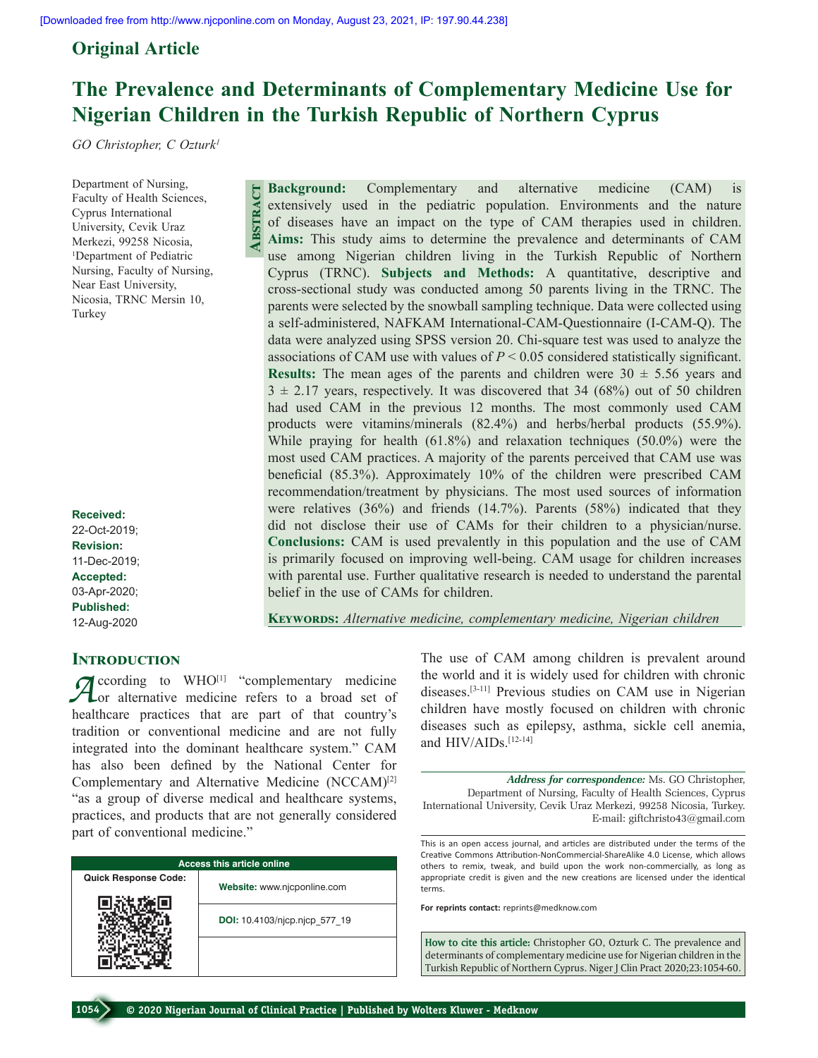Original Article

# The Prevalence and Determinants of Complementary Medicine Use for Nigerian Children in the Turkish Republic of Northern Cyprus

*GO Christopher, C Ozturk[1]*

Department of Nursing, Faculty of Health Sciences, Cyprus International University, Cevik Uraz Merkezi, 99258 Nicosia, [1]Department of Pediatric Nursing, Faculty of Nursing, Near East University, Nicosia, TRNC Mersin 10, Turkey

**Received:** 22-Oct-2019;
**Revision:** 11-Dec-2019;
**Accepted:** 03-Apr-2020;
**Published:** 12-Aug-2020

## Abstract

**Background:** Complementary and alternative medicine (CAM) is extensively used in the pediatric population. Environments and the nature of diseases have an impact on the type of CAM therapies used in children. **Aims:** This study aims to determine the prevalence and determinants of CAM use among Nigerian children living in the Turkish Republic of Northern Cyprus (TRNC). **Subjects and Methods:** A quantitative, descriptive and cross-sectional study was conducted among 50 parents living in the TRNC. The parents were selected by the snowball sampling technique. Data were collected using a self-administered, NAFKAM International-CAM-Questionnaire (I-CAM-Q). The data were analyzed using SPSS version 20. Chi-square test was used to analyze the associations of CAM use with values of $P < 0.05$ considered statistically significant. **Results:** The mean ages of the parents and children were $30 \pm 5.56$ years and $3 \pm 2.17$ years, respectively. It was discovered that 34 (68%) out of 50 children had used CAM in the previous 12 months. The most commonly used CAM products were vitamins/minerals (82.4%) and herbs/herbal products (55.9%). While praying for health (61.8%) and relaxation techniques (50.0%) were the most used CAM practices. A majority of the parents perceived that CAM use was beneficial (85.3%). Approximately 10% of the children were prescribed CAM recommendation/treatment by physicians. The most used sources of information were relatives (36%) and friends (14.7%). Parents (58%) indicated that they did not disclose their use of CAMs for their children to a physician/nurse. **Conclusions:** CAM is used prevalently in this population and the use of CAM is primarily focused on improving well-being. CAM usage for children increases with parental use. Further qualitative research is needed to understand the parental belief in the use of CAMs for children.

**Keywords:** *Alternative medicine, complementary medicine, Nigerian children*

## Introduction

According to WHO[1] "complementary medicine or alternative medicine refers to a broad set of healthcare practices that are part of that country's tradition or conventional medicine and are not fully integrated into the dominant healthcare system." CAM has also been defined by the National Center for Complementary and Alternative Medicine (NCCAM)[2] "as a group of diverse medical and healthcare systems, practices, and products that are not generally considered part of conventional medicine."

The use of CAM among children is prevalent around the world and it is widely used for children with chronic diseases.[3-11] Previous studies on CAM use in Nigerian children have mostly focused on children with chronic diseases such as epilepsy, asthma, sickle cell anemia, and HIV/AIDs.[12-14]

| Access this article online | |
|---|---|
| Quick Response Code: | Website: www.njcponline.com |
| | DOI: 10.4103/njcp.njcp_577_19 |

*Address for correspondence:* Ms. GO Christopher, Department of Nursing, Faculty of Health Sciences, Cyprus International University, Cevik Uraz Merkezi, 99258 Nicosia, Turkey. E-mail: giftchristo43@gmail.com

This is an open access journal, and articles are distributed under the terms of the Creative Commons Attribution-NonCommercial-ShareAlike 4.0 License, which allows others to remix, tweak, and build upon the work non-commercially, as long as appropriate credit is given and the new creations are licensed under the identical terms.

For reprints contact: reprints@medknow.com

How to cite this article: Christopher GO, Ozturk C. The prevalence and determinants of complementary medicine use for Nigerian children in the Turkish Republic of Northern Cyprus. Niger J Clin Pract 2020;23:1054-60.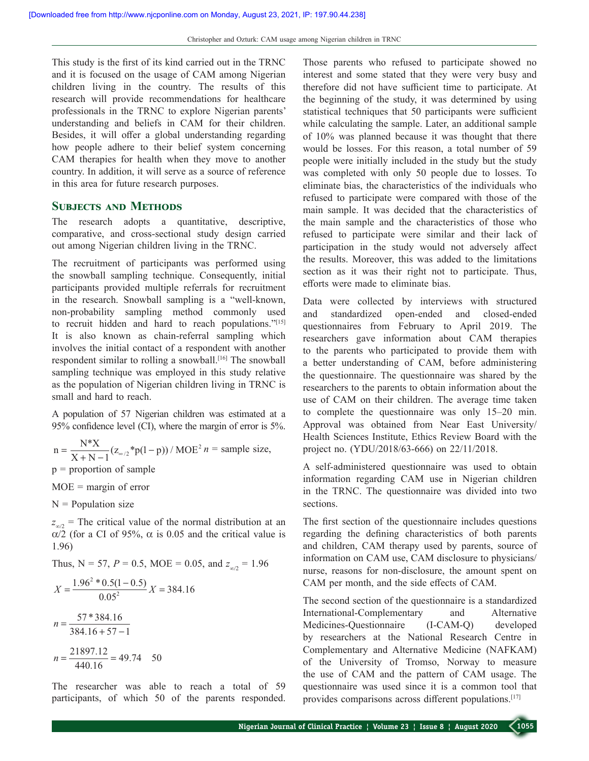This study is the first of its kind carried out in the TRNC and it is focused on the usage of CAM among Nigerian children living in the country. The results of this research will provide recommendations for healthcare professionals in the TRNC to explore Nigerian parents' understanding and beliefs in CAM for their children. Besides, it will offer a global understanding regarding how people adhere to their belief system concerning CAM therapies for health when they move to another country. In addition, it will serve as a source of reference in this area for future research purposes.

## Subjects and Methods

The research adopts a quantitative, descriptive, comparative, and cross-sectional study design carried out among Nigerian children living in the TRNC.

The recruitment of participants was performed using the snowball sampling technique. Consequently, initial participants provided multiple referrals for recruitment in the research. Snowball sampling is a "well-known, non-probability sampling method commonly used to recruit hidden and hard to reach populations."[15] It is also known as chain-referral sampling which involves the initial contact of a respondent with another respondent similar to rolling a snowball.[16] The snowball sampling technique was employed in this study relative as the population of Nigerian children living in TRNC is small and hard to reach.

A population of 57 Nigerian children was estimated at a 95% confidence level (CI), where the margin of error is 5%.

$$n = \frac{N*X}{X+N-1}(z_{\infty/2}*p(1-p)) / MOE^2$$ $n$ = sample size,

p = proportion of sample

MOE = margin of error

N = Population size

$z_{\infty/2}$ = The critical value of the normal distribution at an $\alpha/2$ (for a CI of 95%, $\alpha$ is 0.05 and the critical value is 1.96)

Thus, N = 57, $P$ = 0.5, MOE = 0.05, and $z_{\infty/2}$ = 1.96

$$X = \frac{1.96^2 * 0.5(1-0.5)}{0.05^2} \quad X = 384.16$$

$$n = \frac{57*384.16}{384.16+57-1}$$

$$n = \frac{21897.12}{440.16} = 49.74 \quad 50$$

The researcher was able to reach a total of 59 participants, of which 50 of the parents responded. Those parents who refused to participate showed no interest and some stated that they were very busy and therefore did not have sufficient time to participate. At the beginning of the study, it was determined by using statistical techniques that 50 participants were sufficient while calculating the sample. Later, an additional sample of 10% was planned because it was thought that there would be losses. For this reason, a total number of 59 people were initially included in the study but the study was completed with only 50 people due to losses. To eliminate bias, the characteristics of the individuals who refused to participate were compared with those of the main sample. It was decided that the characteristics of the main sample and the characteristics of those who refused to participate were similar and their lack of participation in the study would not adversely affect the results. Moreover, this was added to the limitations section as it was their right not to participate. Thus, efforts were made to eliminate bias.

Data were collected by interviews with structured and standardized open-ended and closed-ended questionnaires from February to April 2019. The researchers gave information about CAM therapies to the parents who participated to provide them with a better understanding of CAM, before administering the questionnaire. The questionnaire was shared by the researchers to the parents to obtain information about the use of CAM on their children. The average time taken to complete the questionnaire was only 15–20 min. Approval was obtained from Near East University/Health Sciences Institute, Ethics Review Board with the project no. (YDU/2018/63-666) on 22/11/2018.

A self-administered questionnaire was used to obtain information regarding CAM use in Nigerian children in the TRNC. The questionnaire was divided into two sections.

The first section of the questionnaire includes questions regarding the defining characteristics of both parents and children, CAM therapy used by parents, source of information on CAM use, CAM disclosure to physicians/nurse, reasons for non-disclosure, the amount spent on CAM per month, and the side effects of CAM.

The second section of the questionnaire is a standardized International-Complementary and Alternative Medicines-Questionnaire (I-CAM-Q) developed by researchers at the National Research Centre in Complementary and Alternative Medicine (NAFKAM) of the University of Tromso, Norway to measure the use of CAM and the pattern of CAM usage. The questionnaire was used since it is a common tool that provides comparisons across different populations.[17]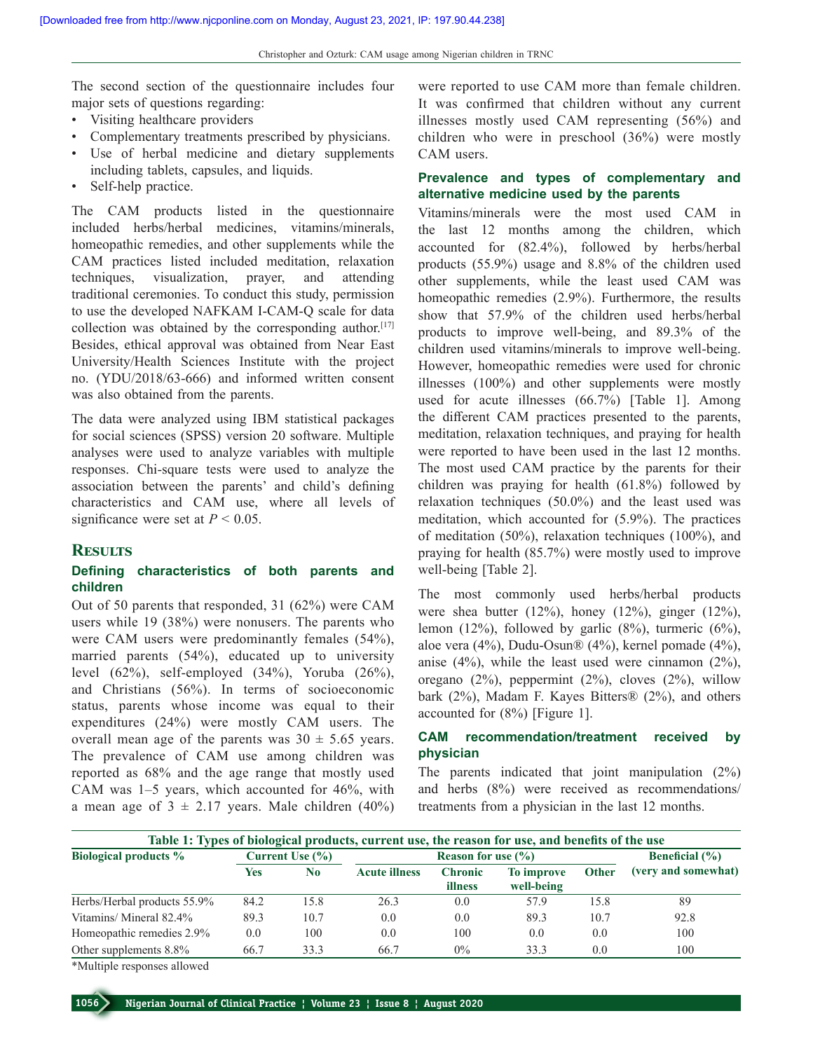The second section of the questionnaire includes four major sets of questions regarding:

- Visiting healthcare providers
- Complementary treatments prescribed by physicians.
- Use of herbal medicine and dietary supplements including tablets, capsules, and liquids.
- Self-help practice.

The CAM products listed in the questionnaire included herbs/herbal medicines, vitamins/minerals, homeopathic remedies, and other supplements while the CAM practices listed included meditation, relaxation techniques, visualization, prayer, and attending traditional ceremonies. To conduct this study, permission to use the developed NAFKAM I-CAM-Q scale for data collection was obtained by the corresponding author.[17] Besides, ethical approval was obtained from Near East University/Health Sciences Institute with the project no. (YDU/2018/63-666) and informed written consent was also obtained from the parents.

The data were analyzed using IBM statistical packages for social sciences (SPSS) version 20 software. Multiple analyses were used to analyze variables with multiple responses. Chi-square tests were used to analyze the association between the parents' and child's defining characteristics and CAM use, where all levels of significance were set at $P < 0.05$.

## Results

### Defining characteristics of both parents and children

Out of 50 parents that responded, 31 (62%) were CAM users while 19 (38%) were nonusers. The parents who were CAM users were predominantly females (54%), married parents (54%), educated up to university level (62%), self-employed (34%), Yoruba (26%), and Christians (56%). In terms of socioeconomic status, parents whose income was equal to their expenditures (24%) were mostly CAM users. The overall mean age of the parents was 30 ± 5.65 years. The prevalence of CAM use among children was reported as 68% and the age range that mostly used CAM was 1–5 years, which accounted for 46%, with a mean age of 3 ± 2.17 years. Male children (40%) were reported to use CAM more than female children. It was confirmed that children without any current illnesses mostly used CAM representing (56%) and children who were in preschool (36%) were mostly CAM users.

### Prevalence and types of complementary and alternative medicine used by the parents

Vitamins/minerals were the most used CAM in the last 12 months among the children, which accounted for (82.4%), followed by herbs/herbal products (55.9%) usage and 8.8% of the children used other supplements, while the least used CAM was homeopathic remedies (2.9%). Furthermore, the results show that 57.9% of the children used herbs/herbal products to improve well-being, and 89.3% of the children used vitamins/minerals to improve well-being. However, homeopathic remedies were used for chronic illnesses (100%) and other supplements were mostly used for acute illnesses (66.7%) [Table 1]. Among the different CAM practices presented to the parents, meditation, relaxation techniques, and praying for health were reported to have been used in the last 12 months. The most used CAM practice by the parents for their children was praying for health (61.8%) followed by relaxation techniques (50.0%) and the least used was meditation, which accounted for (5.9%). The practices of meditation (50%), relaxation techniques (100%), and praying for health (85.7%) were mostly used to improve well-being [Table 2].

The most commonly used herbs/herbal products were shea butter (12%), honey (12%), ginger (12%), lemon (12%), followed by garlic (8%), turmeric (6%), aloe vera (4%), Dudu-Osun® (4%), kernel pomade (4%), anise (4%), while the least used were cinnamon (2%), oregano (2%), peppermint (2%), cloves (2%), willow bark (2%), Madam F. Kayes Bitters® (2%), and others accounted for (8%) [Figure 1].

### CAM recommendation/treatment received by physician

The parents indicated that joint manipulation (2%) and herbs (8%) were received as recommendations/treatments from a physician in the last 12 months.

**Table 1: Types of biological products, current use, the reason for use, and benefits of the use**

| Biological products % | Current Use (%) | | Reason for use (%) | | | | Beneficial (%) |
|---|---|---|---|---|---|---|---|
| | Yes | No | Acute illness | Chronic illness | To improve well-being | Other | (very and somewhat) |
| Herbs/Herbal products 55.9% | 84.2 | 15.8 | 26.3 | 0.0 | 57.9 | 15.8 | 89 |
| Vitamins/ Mineral 82.4% | 89.3 | 10.7 | 0.0 | 0.0 | 89.3 | 10.7 | 92.8 |
| Homeopathic remedies 2.9% | 0.0 | 100 | 0.0 | 100 | 0.0 | 0.0 | 100 |
| Other supplements 8.8% | 66.7 | 33.3 | 66.7 | 0% | 33.3 | 0.0 | 100 |

*Multiple responses allowed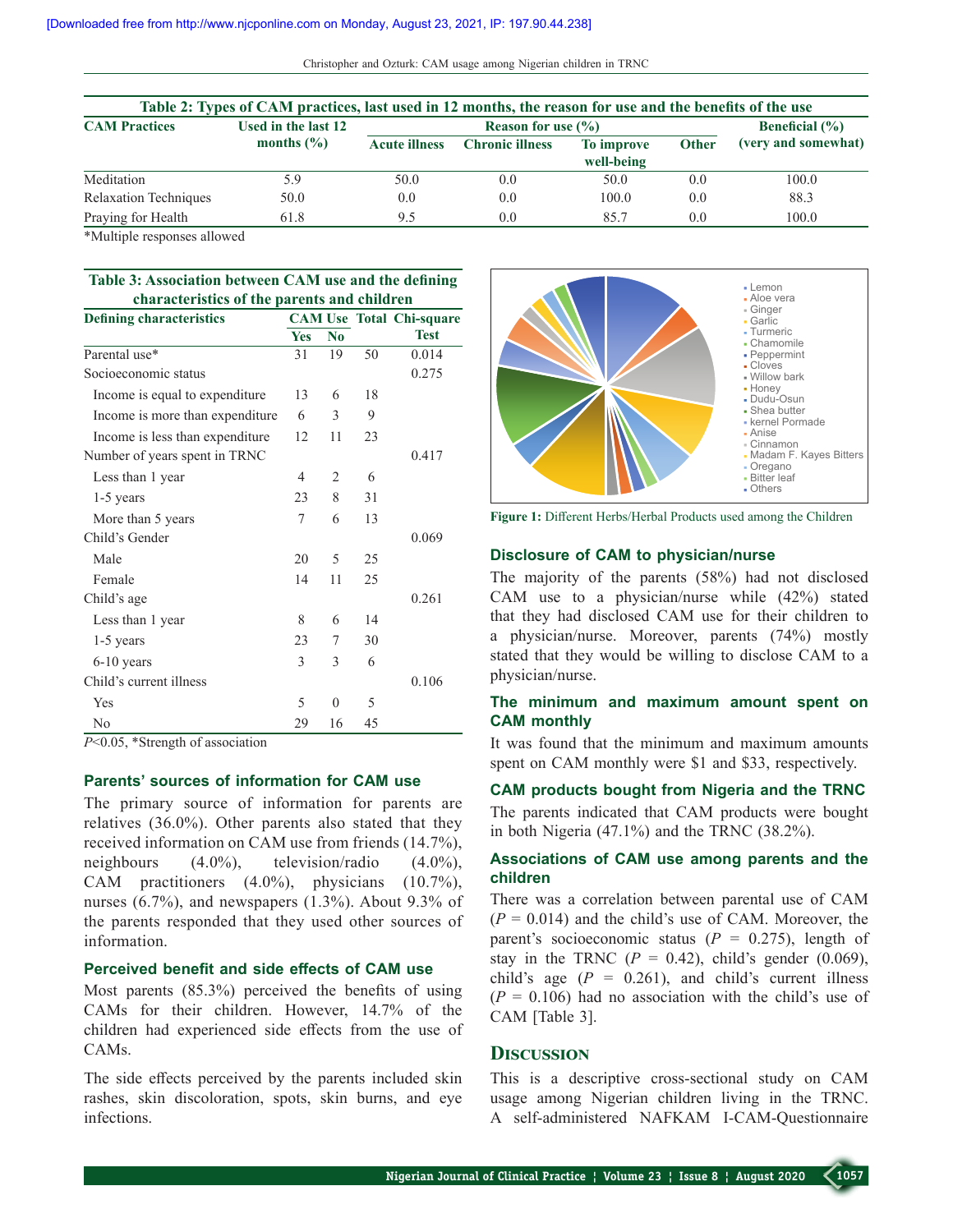**Table 2: Types of CAM practices, last used in 12 months, the reason for use and the benefits of the use**

| CAM Practices | Used in the last 12 months (%) | Reason for use (%) | | | | Beneficial (%) (very and somewhat) |
|---|---|---|---|---|---|---|
| | | Acute illness | Chronic illness | To improve well-being | Other | |
| Meditation | 5.9 | 50.0 | 0.0 | 50.0 | 0.0 | 100.0 |
| Relaxation Techniques | 50.0 | 0.0 | 0.0 | 100.0 | 0.0 | 88.3 |
| Praying for Health | 61.8 | 9.5 | 0.0 | 85.7 | 0.0 | 100.0 |

*Multiple responses allowed

**Table 3: Association between CAM use and the defining characteristics of the parents and children**

| Defining characteristics | CAM Use | | Total | Chi-square Test |
|---|---|---|---|---|
| | Yes | No | | |
| Parental use* | 31 | 19 | 50 | 0.014 |
| Socioeconomic status | | | | 0.275 |
| Income is equal to expenditure | 13 | 6 | 18 | |
| Income is more than expenditure | 6 | 3 | 9 | |
| Income is less than expenditure | 12 | 11 | 23 | |
| Number of years spent in TRNC | | | | 0.417 |
| Less than 1 year | 4 | 2 | 6 | |
| 1-5 years | 23 | 8 | 31 | |
| More than 5 years | 7 | 6 | 13 | |
| Child's Gender | | | | 0.069 |
| Male | 20 | 5 | 25 | |
| Female | 14 | 11 | 25 | |
| Child's age | | | | 0.261 |
| Less than 1 year | 8 | 6 | 14 | |
| 1-5 years | 23 | 7 | 30 | |
| 6-10 years | 3 | 3 | 6 | |
| Child's current illness | | | | 0.106 |
| Yes | 5 | 0 | 5 | |
| No | 29 | 16 | 45 | |

$P<0.05$, *Strength of association

### Parents' sources of information for CAM use

The primary source of information for parents are relatives (36.0%). Other parents also stated that they received information on CAM use from friends (14.7%), neighbours (4.0%), television/radio (4.0%), CAM practitioners (4.0%), physicians (10.7%), nurses (6.7%), and newspapers (1.3%). About 9.3% of the parents responded that they used other sources of information.

### Perceived benefit and side effects of CAM use

Most parents (85.3%) perceived the benefits of using CAMs for their children. However, 14.7% of the children had experienced side effects from the use of CAMs.

The side effects perceived by the parents included skin rashes, skin discoloration, spots, skin burns, and eye infections.

Lemon, Aloe vera, Ginger, Garlic, Turmeric, Chamomile, Peppermint, Cloves, Willow bark, Honey, Dudu-Osun, Shea butter, kernel Pomadе, Anise, Cinnamon, Madam F. Kayes Bitters, Oregano, Bitter leaf, Others

**Figure 1:** Different Herbs/Herbal Products used among the Children

### Disclosure of CAM to physician/nurse

The majority of the parents (58%) had not disclosed CAM use to a physician/nurse while (42%) stated that they had disclosed CAM use for their children to a physician/nurse. Moreover, parents (74%) mostly stated that they would be willing to disclose CAM to a physician/nurse.

### The minimum and maximum amount spent on CAM monthly

It was found that the minimum and maximum amounts spent on CAM monthly were $1 and $33, respectively.

### CAM products bought from Nigeria and the TRNC

The parents indicated that CAM products were bought in both Nigeria (47.1%) and the TRNC (38.2%).

### Associations of CAM use among parents and the children

There was a correlation between parental use of CAM ($P = 0.014$) and the child's use of CAM. Moreover, the parent's socioeconomic status ($P = 0.275$), length of stay in the TRNC ($P = 0.42$), child's gender (0.069), child's age ($P = 0.261$), and child's current illness ($P = 0.106$) had no association with the child's use of CAM [Table 3].

## Discussion

This is a descriptive cross-sectional study on CAM usage among Nigerian children living in the TRNC. A self-administered NAFKAM I-CAM-Questionnaire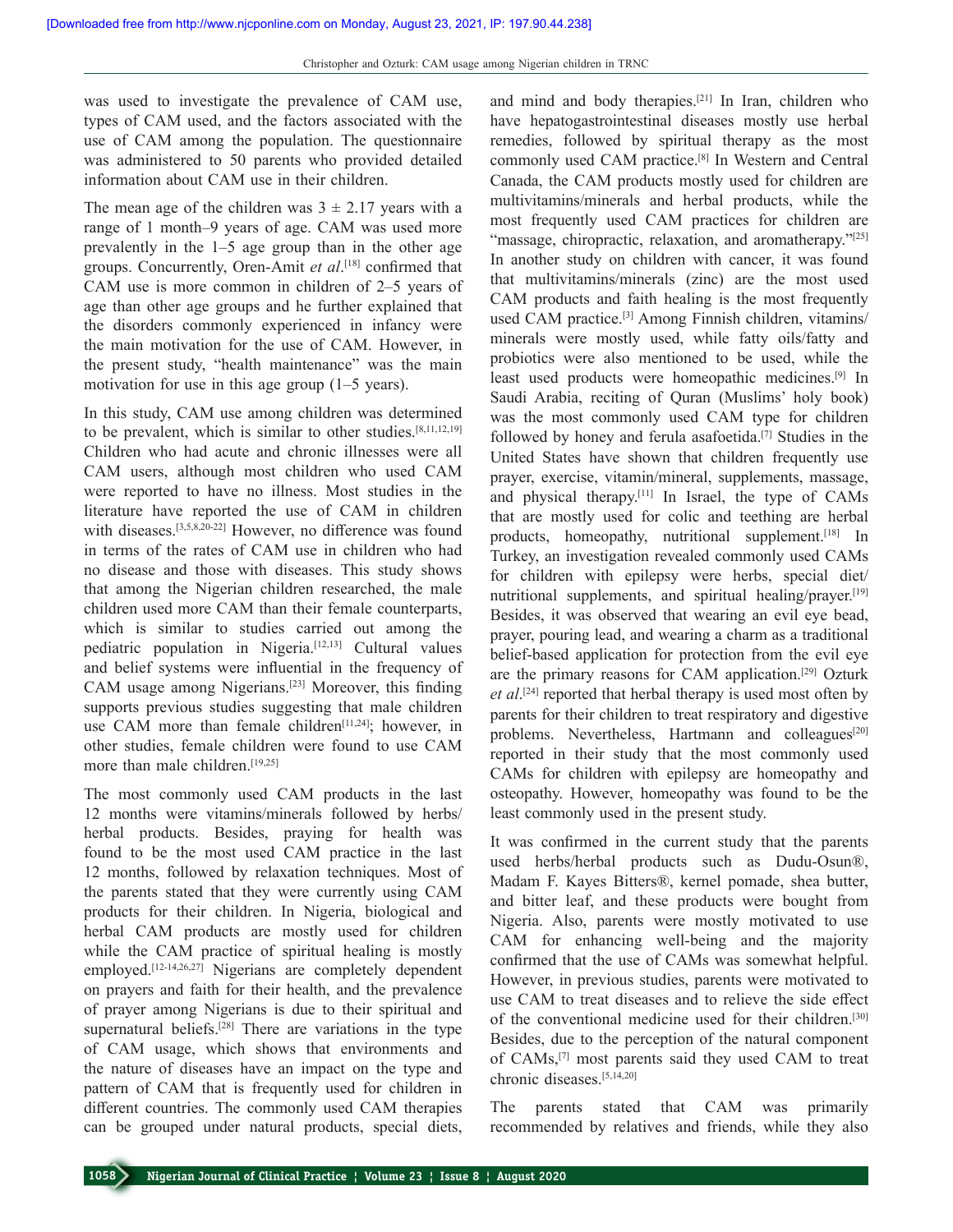was used to investigate the prevalence of CAM use, types of CAM used, and the factors associated with the use of CAM among the population. The questionnaire was administered to 50 parents who provided detailed information about CAM use in their children.

The mean age of the children was $3 \pm 2.17$ years with a range of 1 month–9 years of age. CAM was used more prevalently in the 1–5 age group than in the other age groups. Concurrently, Oren-Amit *et al*.[18] confirmed that CAM use is more common in children of 2–5 years of age than other age groups and he further explained that the disorders commonly experienced in infancy were the main motivation for the use of CAM. However, in the present study, "health maintenance" was the main motivation for use in this age group (1–5 years).

In this study, CAM use among children was determined to be prevalent, which is similar to other studies.[8,11,12,19] Children who had acute and chronic illnesses were all CAM users, although most children who used CAM were reported to have no illness. Most studies in the literature have reported the use of CAM in children with diseases.[3,5,8,20-22] However, no difference was found in terms of the rates of CAM use in children who had no disease and those with diseases. This study shows that among the Nigerian children researched, the male children used more CAM than their female counterparts, which is similar to studies carried out among the pediatric population in Nigeria.[12,13] Cultural values and belief systems were influential in the frequency of CAM usage among Nigerians.[23] Moreover, this finding supports previous studies suggesting that male children use CAM more than female children[11,24]; however, in other studies, female children were found to use CAM more than male children.[19,25]

The most commonly used CAM products in the last 12 months were vitamins/minerals followed by herbs/herbal products. Besides, praying for health was found to be the most used CAM practice in the last 12 months, followed by relaxation techniques. Most of the parents stated that they were currently using CAM products for their children. In Nigeria, biological and herbal CAM products are mostly used for children while the CAM practice of spiritual healing is mostly employed.[12-14,26,27] Nigerians are completely dependent on prayers and faith for their health, and the prevalence of prayer among Nigerians is due to their spiritual and supernatural beliefs.[28] There are variations in the type of CAM usage, which shows that environments and the nature of diseases have an impact on the type and pattern of CAM that is frequently used for children in different countries. The commonly used CAM therapies can be grouped under natural products, special diets, and mind and body therapies.[21] In Iran, children who have hepatogastrointestinal diseases mostly use herbal remedies, followed by spiritual therapy as the most commonly used CAM practice.[8] In Western and Central Canada, the CAM products mostly used for children are multivitamins/minerals and herbal products, while the most frequently used CAM practices for children are "massage, chiropractic, relaxation, and aromatherapy."[25] In another study on children with cancer, it was found that multivitamins/minerals (zinc) are the most used CAM products and faith healing is the most frequently used CAM practice.[3] Among Finnish children, vitamins/minerals were mostly used, while fatty oils/fatty and probiotics were also mentioned to be used, while the least used products were homeopathic medicines.[9] In Saudi Arabia, reciting of Quran (Muslims' holy book) was the most commonly used CAM type for children followed by honey and ferula asafoetida.[7] Studies in the United States have shown that children frequently use prayer, exercise, vitamin/mineral, supplements, massage, and physical therapy.[11] In Israel, the type of CAMs that are mostly used for colic and teething are herbal products, homeopathy, nutritional supplement.[18] In Turkey, an investigation revealed commonly used CAMs for children with epilepsy were herbs, special diet/nutritional supplements, and spiritual healing/prayer.[19] Besides, it was observed that wearing an evil eye bead, prayer, pouring lead, and wearing a charm as a traditional belief-based application for protection from the evil eye are the primary reasons for CAM application.[29] Ozturk *et al*.[24] reported that herbal therapy is used most often by parents for their children to treat respiratory and digestive problems. Nevertheless, Hartmann and colleagues[20] reported in their study that the most commonly used CAMs for children with epilepsy are homeopathy and osteopathy. However, homeopathy was found to be the least commonly used in the present study.

It was confirmed in the current study that the parents used herbs/herbal products such as Dudu-Osun®, Madam F. Kayes Bitters®, kernel pomade, shea butter, and bitter leaf, and these products were bought from Nigeria. Also, parents were mostly motivated to use CAM for enhancing well-being and the majority confirmed that the use of CAMs was somewhat helpful. However, in previous studies, parents were motivated to use CAM to treat diseases and to relieve the side effect of the conventional medicine used for their children.[30] Besides, due to the perception of the natural component of CAMs,[7] most parents said they used CAM to treat chronic diseases.[5,14,20]

The parents stated that CAM was primarily recommended by relatives and friends, while they also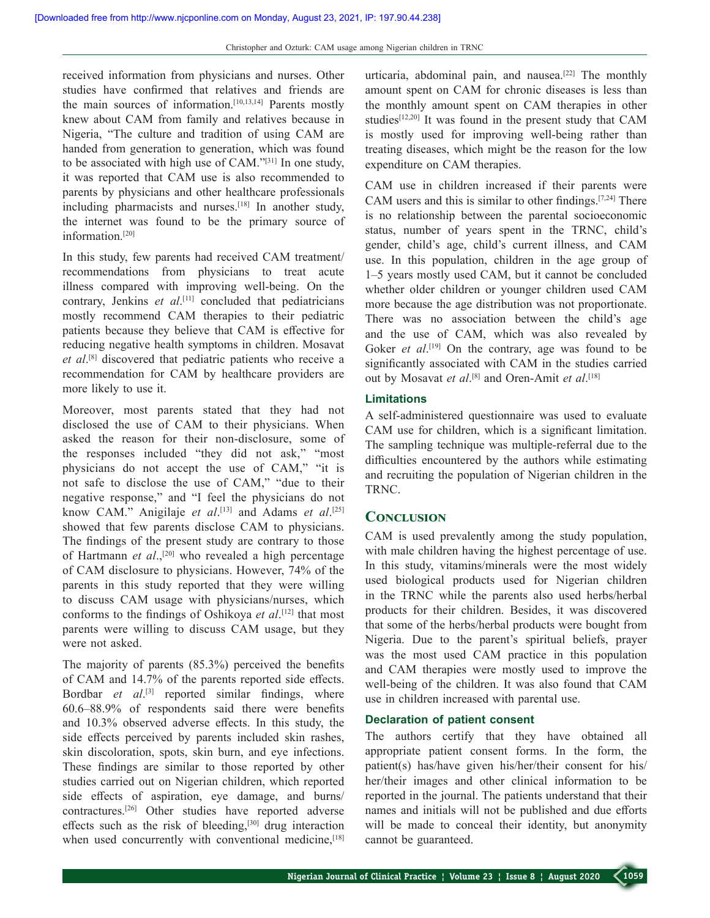received information from physicians and nurses. Other studies have confirmed that relatives and friends are the main sources of information.[10,13,14] Parents mostly knew about CAM from family and relatives because in Nigeria, "The culture and tradition of using CAM are handed from generation to generation, which was found to be associated with high use of CAM."[31] In one study, it was reported that CAM use is also recommended to parents by physicians and other healthcare professionals including pharmacists and nurses.[18] In another study, the internet was found to be the primary source of information.[20]

In this study, few parents had received CAM treatment/recommendations from physicians to treat acute illness compared with improving well-being. On the contrary, Jenkins *et al*.[11] concluded that pediatricians mostly recommend CAM therapies to their pediatric patients because they believe that CAM is effective for reducing negative health symptoms in children. Mosavat *et al*.[8] discovered that pediatric patients who receive a recommendation for CAM by healthcare providers are more likely to use it.

Moreover, most parents stated that they had not disclosed the use of CAM to their physicians. When asked the reason for their non-disclosure, some of the responses included "they did not ask," "most physicians do not accept the use of CAM," "it is not safe to disclose the use of CAM," "due to their negative response," and "I feel the physicians do not know CAM." Anigilaje *et al*.[13] and Adams *et al*.[25] showed that few parents disclose CAM to physicians. The findings of the present study are contrary to those of Hartmann *et al*.,[20] who revealed a high percentage of CAM disclosure to physicians. However, 74% of the parents in this study reported that they were willing to discuss CAM usage with physicians/nurses, which conforms to the findings of Oshikoya *et al*.[12] that most parents were willing to discuss CAM usage, but they were not asked.

The majority of parents (85.3%) perceived the benefits of CAM and 14.7% of the parents reported side effects. Bordbar *et al*.[3] reported similar findings, where 60.6–88.9% of respondents said there were benefits and 10.3% observed adverse effects. In this study, the side effects perceived by parents included skin rashes, skin discoloration, spots, skin burn, and eye infections. These findings are similar to those reported by other studies carried out on Nigerian children, which reported side effects of aspiration, eye damage, and burns/contractures.[26] Other studies have reported adverse effects such as the risk of bleeding,[30] drug interaction when used concurrently with conventional medicine,[18] urticaria, abdominal pain, and nausea.[22] The monthly amount spent on CAM for chronic diseases is less than the monthly amount spent on CAM therapies in other studies[12,20] It was found in the present study that CAM is mostly used for improving well-being rather than treating diseases, which might be the reason for the low expenditure on CAM therapies.

CAM use in children increased if their parents were CAM users and this is similar to other findings.[7,24] There is no relationship between the parental socioeconomic status, number of years spent in the TRNC, child's gender, child's age, child's current illness, and CAM use. In this population, children in the age group of 1–5 years mostly used CAM, but it cannot be concluded whether older children or younger children used CAM more because the age distribution was not proportionate. There was no association between the child's age and the use of CAM, which was also revealed by Goker *et al*.[19] On the contrary, age was found to be significantly associated with CAM in the studies carried out by Mosavat *et al*.[8] and Oren-Amit *et al*.[18]

### Limitations

A self-administered questionnaire was used to evaluate CAM use for children, which is a significant limitation. The sampling technique was multiple-referral due to the difficulties encountered by the authors while estimating and recruiting the population of Nigerian children in the TRNC.

## Conclusion

CAM is used prevalently among the study population, with male children having the highest percentage of use. In this study, vitamins/minerals were the most widely used biological products used for Nigerian children in the TRNC while the parents also used herbs/herbal products for their children. Besides, it was discovered that some of the herbs/herbal products were bought from Nigeria. Due to the parent's spiritual beliefs, prayer was the most used CAM practice in this population and CAM therapies were mostly used to improve the well-being of the children. It was also found that CAM use in children increased with parental use.

### Declaration of patient consent

The authors certify that they have obtained all appropriate patient consent forms. In the form, the patient(s) has/have given his/her/their consent for his/her/their images and other clinical information to be reported in the journal. The patients understand that their names and initials will not be published and due efforts will be made to conceal their identity, but anonymity cannot be guaranteed.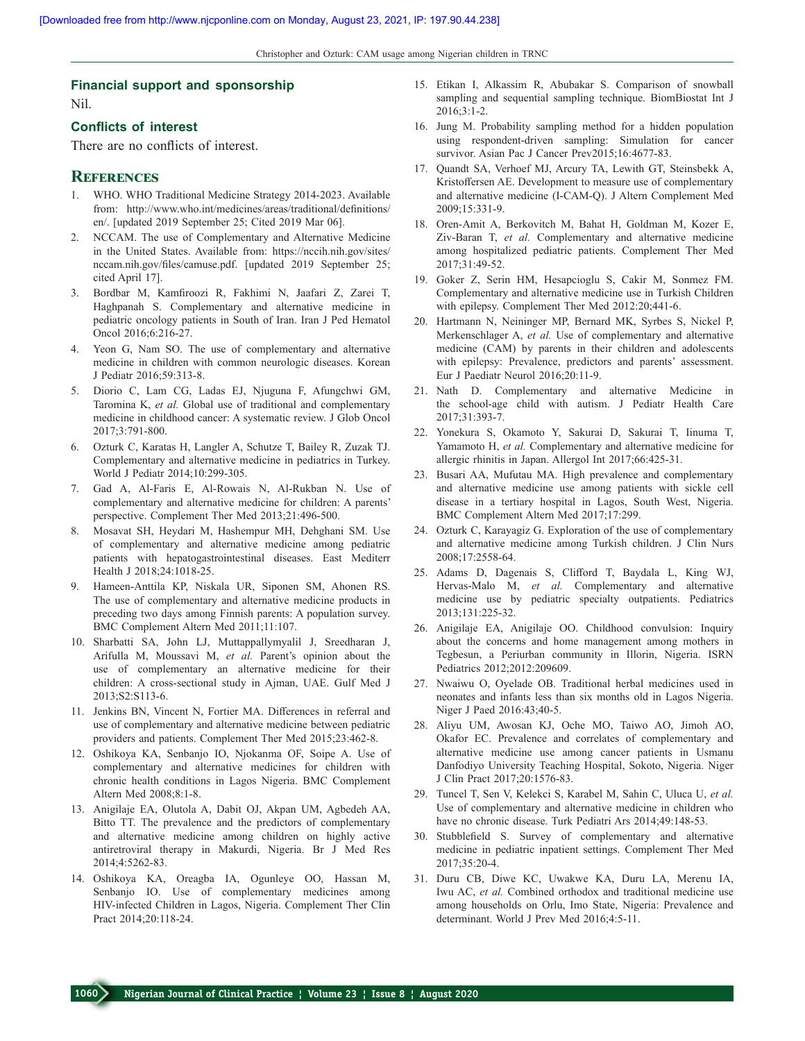### Financial support and sponsorship

Nil.

### Conflicts of interest

There are no conflicts of interest.

## References

1. WHO. WHO Traditional Medicine Strategy 2014-2023. Available from: http://www.who.int/medicines/areas/traditional/definitions/en/. [updated 2019 September 25; Cited 2019 Mar 06].
2. NCCAM. The use of Complementary and Alternative Medicine in the United States. Available from: https://nccih.nih.gov/sites/nccam.nih.gov/files/camuse.pdf. [updated 2019 September 25; cited April 17].
3. Bordbar M, Kamfiroozi R, Fakhimi N, Jaafari Z, Zarei T, Haghpanah S. Complementary and alternative medicine in pediatric oncology patients in South of Iran. Iran J Ped Hematol Oncol 2016;6:216-27.
4. Yeon G, Nam SO. The use of complementary and alternative medicine in children with common neurologic diseases. Korean J Pediatr 2016;59:313-8.
5. Diorio C, Lam CG, Ladas EJ, Njuguna F, Afungchwi GM, Taromina K, *et al.* Global use of traditional and complementary medicine in childhood cancer: A systematic review. J Glob Oncol 2017;3:791-800.
6. Ozturk C, Karatas H, Langler A, Schutze T, Bailey R, Zuzak TJ. Complementary and alternative medicine in pediatrics in Turkey. World J Pediatr 2014;10:299-305.
7. Gad A, Al-Faris E, Al-Rowais N, Al-Rukban N. Use of complementary and alternative medicine for children: A parents' perspective. Complement Ther Med 2013;21:496-500.
8. Mosavat SH, Heydari M, Hashempur MH, Dehghani SM. Use of complementary and alternative medicine among pediatric patients with hepatogastrointestinal diseases. East Mediterr Health J 2018;24:1018-25.
9. Hameen-Anttila KP, Niskala UR, Siponen SM, Ahonen RS. The use of complementary and alternative medicine products in preceding two days among Finnish parents: A population survey. BMC Complement Altern Med 2011;11:107.
10. Sharbatti SA, John LJ, Muttappallymyalil J, Sreedharan J, Arifulla M, Moussavi M, *et al.* Parent's opinion about the use of complementary an alternative medicine for their children: A cross-sectional study in Ajman, UAE. Gulf Med J 2013;S2:S113-6.
11. Jenkins BN, Vincent N, Fortier MA. Differences in referral and use of complementary and alternative medicine between pediatric providers and patients. Complement Ther Med 2015;23:462-8.
12. Oshikoya KA, Senbanjo IO, Njokanma OF, Soipe A. Use of complementary and alternative medicines for children with chronic health conditions in Lagos Nigeria. BMC Complement Altern Med 2008;8:1-8.
13. Anigilaje EA, Olutola A, Dabit OJ, Akpan UM, Agbedeh AA, Bitto TT. The prevalence and the predictors of complementary and alternative medicine among children on highly active antiretroviral therapy in Makurdi, Nigeria. Br J Med Res 2014;4:5262-83.
14. Oshikoya KA, Oreagba IA, Ogunleye OO, Hassan M, Senbanjo IO. Use of complementary medicines among HIV-infected Children in Lagos, Nigeria. Complement Ther Clin Pract 2014;20:118-24.
15. Etikan I, Alkassim R, Abubakar S. Comparison of snowball sampling and sequential sampling technique. BiomBiostat Int J 2016;3:1-2.
16. Jung M. Probability sampling method for a hidden population using respondent-driven sampling: Simulation for cancer survivor. Asian Pac J Cancer Prev2015;16:4677-83.
17. Quandt SA, Verhoef MJ, Arcury TA, Lewith GT, Steinsbekk A, Kristoffersen AE. Development to measure use of complementary and alternative medicine (I-CAM-Q). J Altern Complement Med 2009;15:331-9.
18. Oren-Amit A, Berkovitch M, Bahat H, Goldman M, Kozer E, Ziv-Baran T, *et al.* Complementary and alternative medicine among hospitalized pediatric patients. Complement Ther Med 2017;31:49-52.
19. Goker Z, Serin HM, Hesapcioglu S, Cakir M, Sonmez FM. Complementary and alternative medicine use in Turkish Children with epilepsy. Complement Ther Med 2012:20;441-6.
20. Hartmann N, Neininger MP, Bernard MK, Syrbes S, Nickel P, Merkenschlager A, *et al.* Use of complementary and alternative medicine (CAM) by parents in their children and adolescents with epilepsy: Prevalence, predictors and parents' assessment. Eur J Paediatr Neurol 2016;20:11-9.
21. Nath D. Complementary and alternative Medicine in the school-age child with autism. J Pediatr Health Care 2017;31:393-7.
22. Yonekura S, Okamoto Y, Sakurai D, Sakurai T, Iinuma T, Yamamoto H, *et al.* Complementary and alternative medicine for allergic rhinitis in Japan. Allergol Int 2017;66:425-31.
23. Busari AA, Mufutau MA. High prevalence and complementary and alternative medicine use among patients with sickle cell disease in a tertiary hospital in Lagos, South West, Nigeria. BMC Complement Altern Med 2017;17:299.
24. Ozturk C, Karayagiz G. Exploration of the use of complementary and alternative medicine among Turkish children. J Clin Nurs 2008;17:2558-64.
25. Adams D, Dagenais S, Clifford T, Baydala L, King WJ, Hervas-Malo M, *et al.* Complementary and alternative medicine use by pediatric specialty outpatients. Pediatrics 2013;131:225-32.
26. Anigilaje EA, Anigilaje OO. Childhood convulsion: Inquiry about the concerns and home management among mothers in Tegbesun, a Periurban community in Illorin, Nigeria. ISRN Pediatrics 2012;2012:209609.
27. Nwaiwu O, Oyelade OB. Traditional herbal medicines used in neonates and infants less than six months old in Lagos Nigeria. Niger J Paed 2016:43;40-5.
28. Aliyu UM, Awosan KJ, Oche MO, Taiwo AO, Jimoh AO, Okafor EC. Prevalence and correlates of complementary and alternative medicine use among cancer patients in Usmanu Danfodiyo University Teaching Hospital, Sokoto, Nigeria. Niger J Clin Pract 2017;20:1576-83.
29. Tuncel T, Sen V, Kelekci S, Karabel M, Sahin C, Uluca U, *et al.* Use of complementary and alternative medicine in children who have no chronic disease. Turk Pediatri Ars 2014;49:148-53.
30. Stubblefield S. Survey of complementary and alternative medicine in pediatric inpatient settings. Complement Ther Med 2017;35:20-4.
31. Duru CB, Diwe KC, Uwakwe KA, Duru LA, Merenu IA, Iwu AC, *et al.* Combined orthodox and traditional medicine use among households on Orlu, Imo State, Nigeria: Prevalence and determinant. World J Prev Med 2016;4:5-11.